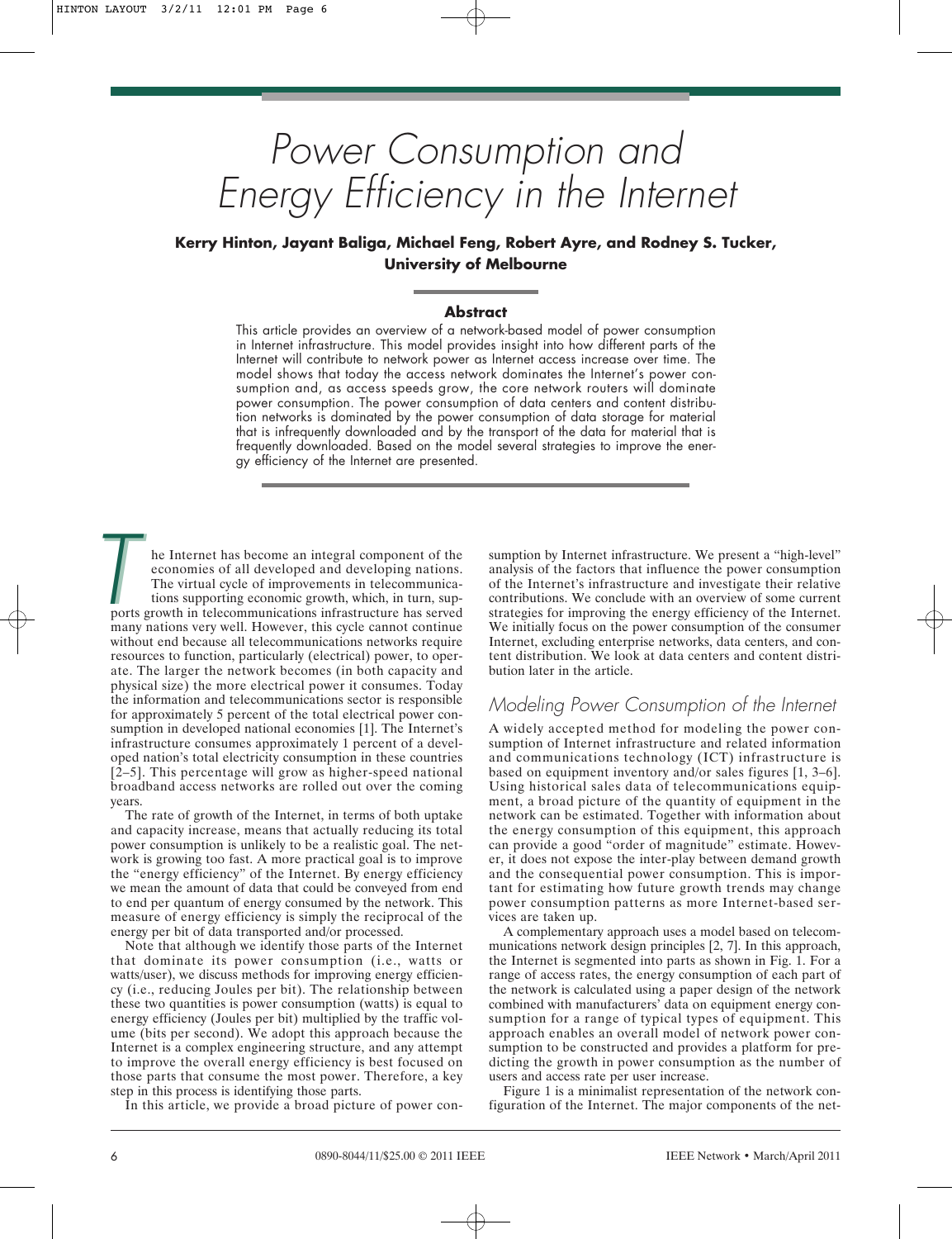# Power Consumption and Energy Efficiency in the Internet

**Kerry Hinton, Jayant Baliga, Michael Feng, Robert Ayre, and Rodney S. Tucker, University of Melbourne**

## Abstract

This article provides an overview of a network-based model of power consumption in Internet infrastructure. This model provides insight into how different parts of the Internet will contribute to network power as Internet access increase over time. The model shows that today the access network dominates the Internet's power consumption and, as access speeds grow, the core network routers will dominate power consumption. The power consumption of data centers and content distribution networks is dominated by the power consumption of data storage for material that is infrequently downloaded and by the transport of the data for material that is frequently downloaded. Based on the model several strategies to improve the energy efficiency of the Internet are presented.

The Internet has become an integral component of the economies of all developed and developing nations. The virtual cycle of improvements in telecommunications supporting economic growth, which, in turn, supports growth in telecommunications infrastructure has served many nations very well. However, this cycle cannot continue without end because all telecommunications networks require resources to function, particularly (electrical) power, to operate. The larger the network becomes (in both capacity and physical size) the more electrical power it consumes. Today the information and telecommunications sector is responsible for approximately 5 percent of the total electrical power consumption in developed national economies [1]. The Internet's infrastructure consumes approximately 1 percent of a developed nation's total electricity consumption in these countries [2–5]. This percentage will grow as higher-speed national broadband access networks are rolled out over the coming years.

The rate of growth of the Internet, in terms of both uptake and capacity increase, means that actually reducing its total power consumption is unlikely to be a realistic goal. The network is growing too fast. A more practical goal is to improve the "energy efficiency" of the Internet. By energy efficiency we mean the amount of data that could be conveyed from end to end per quantum of energy consumed by the network. This measure of energy efficiency is simply the reciprocal of the energy per bit of data transported and/or processed.

Note that although we identify those parts of the Internet that dominate its power consumption (i.e., watts or watts/user), we discuss methods for improving energy efficiency (i.e., reducing Joules per bit). The relationship between these two quantities is power consumption (watts) is equal to energy efficiency (Joules per bit) multiplied by the traffic volume (bits per second). We adopt this approach because the Internet is a complex engineering structure, and any attempt to improve the overall energy efficiency is best focused on those parts that consume the most power. Therefore, a key step in this process is identifying those parts.

In this article, we provide a broad picture of power consumption by Internet infrastructure. We present a "high-level" analysis of the factors that influence the power consumption of the Internet's infrastructure and investigate their relative contributions. We conclude with an overview of some current strategies for improving the energy efficiency of the Internet. We initially focus on the power consumption of the consumer Internet, excluding enterprise networks, data centers, and content distribution. We look at data centers and content distribution later in the article.

## Modeling Power Consumption of the Internet

A widely accepted method for modeling the power consumption of Internet infrastructure and related information and communications technology (ICT) infrastructure is based on equipment inventory and/or sales figures [1, 3–6]. Using historical sales data of telecommunications equipment, a broad picture of the quantity of equipment in the network can be estimated. Together with information about the energy consumption of this equipment, this approach can provide a good "order of magnitude" estimate. However, it does not expose the inter-play between demand growth and the consequential power consumption. This is important for estimating how future growth trends may change power consumption patterns as more Internet-based services are taken up.

A complementary approach uses a model based on telecommunications network design principles [2, 7]. In this approach, the Internet is segmented into parts as shown in Fig. 1. For a range of access rates, the energy consumption of each part of the network is calculated using a paper design of the network combined with manufacturers' data on equipment energy consumption for a range of typical types of equipment. This approach enables an overall model of network power consumption to be constructed and provides a platform for predicting the growth in power consumption as the number of users and access rate per user increase.

Figure 1 is a minimalist representation of the network configuration of the Internet. The major components of the net-

0890-8044/11/$25.00 © 2011 IEEE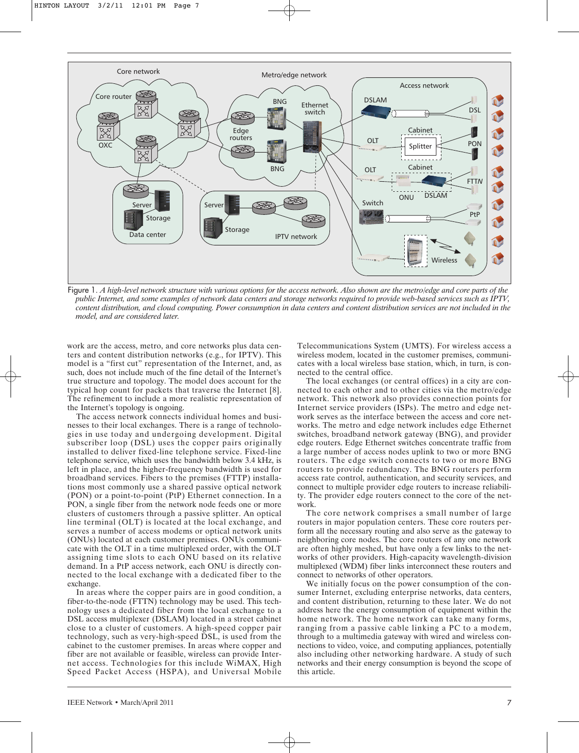Figure 1. *A high-level network structure with various options for the access network. Also shown are the metro/edge and core parts of the public Internet, and some examples of network data centers and storage networks required to provide web-based services such as IPTV, content distribution, and cloud computing. Power consumption in data centers and content distribution services are not included in the model, and are considered later.*

work are the access, metro, and core networks plus data centers and content distribution networks (e.g., for IPTV). This model is a "first cut" representation of the Internet, and, as such, does not include much of the fine detail of the Internet's true structure and topology. The model does account for the typical hop count for packets that traverse the Internet [8]. The refinement to include a more realistic representation of the Internet's topology is ongoing.

The access network connects individual homes and businesses to their local exchanges. There is a range of technologies in use today and undergoing development. Digital subscriber loop (DSL) uses the copper pairs originally installed to deliver fixed-line telephone service. Fixed-line telephone service, which uses the bandwidth below 3.4 kHz, is left in place, and the higher-frequency bandwidth is used for broadband services. Fibers to the premises (FTTP) installations most commonly use a shared passive optical network (PON) or a point-to-point (PtP) Ethernet connection. In a PON, a single fiber from the network node feeds one or more clusters of customers through a passive splitter. An optical line terminal (OLT) is located at the local exchange, and serves a number of access modems or optical network units (ONUs) located at each customer premises. ONUs communicate with the OLT in a time multiplexed order, with the OLT assigning time slots to each ONU based on its relative demand. In a PtP access network, each ONU is directly connected to the local exchange with a dedicated fiber to the exchange.

In areas where the copper pairs are in good condition, a fiber-to-the-node (FTTN) technology may be used. This technology uses a dedicated fiber from the local exchange to a DSL access multiplexer (DSLAM) located in a street cabinet close to a cluster of customers. A high-speed copper pair technology, such as very-high-speed DSL, is used from the cabinet to the customer premises. In areas where copper and fiber are not available or feasible, wireless can provide Internet access. Technologies for this include WiMAX, High Speed Packet Access (HSPA), and Universal Mobile Telecommunications System (UMTS). For wireless access a wireless modem, located in the customer premises, communicates with a local wireless base station, which, in turn, is connected to the central office.

The local exchanges (or central offices) in a city are connected to each other and to other cities via the metro/edge network. This network also provides connection points for Internet service providers (ISPs). The metro and edge network serves as the interface between the access and core networks. The metro and edge network includes edge Ethernet switches, broadband network gateway (BNG), and provider edge routers. Edge Ethernet switches concentrate traffic from a large number of access nodes uplink to two or more BNG routers. The edge switch connects to two or more BNG routers to provide redundancy. The BNG routers perform access rate control, authentication, and security services, and connect to multiple provider edge routers to increase reliability. The provider edge routers connect to the core of the network.

The core network comprises a small number of large routers in major population centers. These core routers perform all the necessary routing and also serve as the gateway to neighboring core nodes. The core routers of any one network are often highly meshed, but have only a few links to the networks of other providers. High-capacity wavelength-division multiplexed (WDM) fiber links interconnect these routers and connect to networks of other operators.

We initially focus on the power consumption of the consumer Internet, excluding enterprise networks, data centers, and content distribution, returning to these later. We do not address here the energy consumption of equipment within the home network. The home network can take many forms, ranging from a passive cable linking a PC to a modem, through to a multimedia gateway with wired and wireless connections to video, voice, and computing appliances, potentially also including other networking hardware. A study of such networks and their energy consumption is beyond the scope of this article.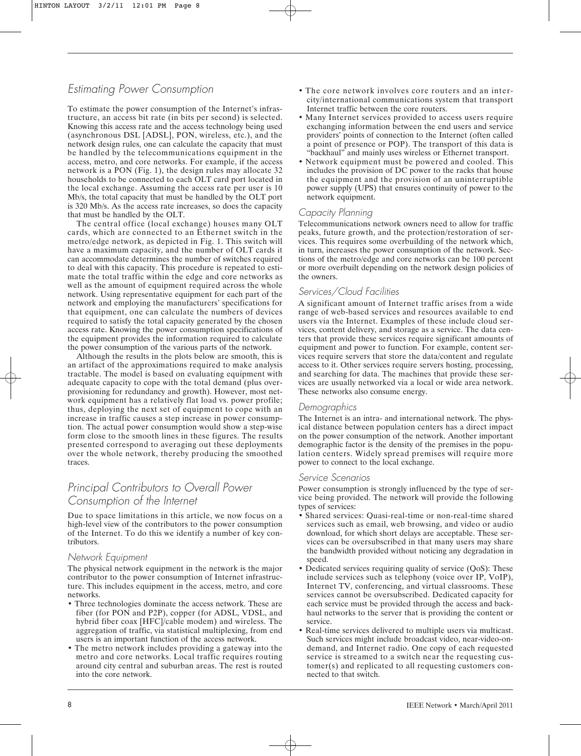## Estimating Power Consumption

To estimate the power consumption of the Internet's infrastructure, an access bit rate (in bits per second) is selected. Knowing this access rate and the access technology being used (asynchronous DSL [ADSL], PON, wireless, etc.), and the network design rules, one can calculate the capacity that must be handled by the telecommunications equipment in the access, metro, and core networks. For example, if the access network is a PON (Fig. 1), the design rules may allocate 32 households to be connected to each OLT card port located in the local exchange. Assuming the access rate per user is 10 Mb/s, the total capacity that must be handled by the OLT port is 320 Mb/s. As the access rate increases, so does the capacity that must be handled by the OLT.

The central office (local exchange) houses many OLT cards, which are connected to an Ethernet switch in the metro/edge network, as depicted in Fig. 1. This switch will have a maximum capacity, and the number of OLT cards it can accommodate determines the number of switches required to deal with this capacity. This procedure is repeated to estimate the total traffic within the edge and core networks as well as the amount of equipment required across the whole network. Using representative equipment for each part of the network and employing the manufacturers' specifications for that equipment, one can calculate the numbers of devices required to satisfy the total capacity generated by the chosen access rate. Knowing the power consumption specifications of the equipment provides the information required to calculate the power consumption of the various parts of the network.

Although the results in the plots below are smooth, this is an artifact of the approximations required to make analysis tractable. The model is based on evaluating equipment with adequate capacity to cope with the total demand (plus overprovisioning for redundancy and growth). However, most network equipment has a relatively flat load vs. power profile; thus, deploying the next set of equipment to cope with an increase in traffic causes a step increase in power consumption. The actual power consumption would show a step-wise form close to the smooth lines in these figures. The results presented correspond to averaging out these deployments over the whole network, thereby producing the smoothed traces.

## Principal Contributors to Overall Power Consumption of the Internet

Due to space limitations in this article, we now focus on a high-level view of the contributors to the power consumption of the Internet. To do this we identify a number of key contributors.

### Network Equipment

The physical network equipment in the network is the major contributor to the power consumption of Internet infrastructure. This includes equipment in the access, metro, and core networks.

- Three technologies dominate the access network. These are fiber (for PON and P2P), copper (for ADSL, VDSL, and hybrid fiber coax [HFC]/cable modem) and wireless. The aggregation of traffic, via statistical multiplexing, from end users is an important function of the access network.
- The metro network includes providing a gateway into the metro and core networks. Local traffic requires routing around city central and suburban areas. The rest is routed into the core network.
- The core network involves core routers and an inter-city/international communications system that transport Internet traffic between the core routers.
- Many Internet services provided to access users require exchanging information between the end users and service providers' points of connection to the Internet (often called a point of presence or POP). The transport of this data is "backhaul" and mainly uses wireless or Ethernet transport.
- Network equipment must be powered and cooled. This includes the provision of DC power to the racks that house the equipment and the provision of an uninterruptible power supply (UPS) that ensures continuity of power to the network equipment.

### Capacity Planning

Telecommunications network owners need to allow for traffic peaks, future growth, and the protection/restoration of services. This requires some overbuilding of the network which, in turn, increases the power consumption of the network. Sections of the metro/edge and core networks can be 100 percent or more overbuilt depending on the network design policies of the owners.

### Services/Cloud Facilities

A significant amount of Internet traffic arises from a wide range of web-based services and resources available to end users via the Internet. Examples of these include cloud services, content delivery, and storage as a service. The data centers that provide these services require significant amounts of equipment and power to function. For example, content services require servers that store the data/content and regulate access to it. Other services require servers hosting, processing, and searching for data. The machines that provide these services are usually networked via a local or wide area network. These networks also consume energy.

### Demographics

The Internet is an intra- and international network. The physical distance between population centers has a direct impact on the power consumption of the network. Another important demographic factor is the density of the premises in the population centers. Widely spread premises will require more power to connect to the local exchange.

### Service Scenarios

Power consumption is strongly influenced by the type of service being provided. The network will provide the following types of services:

- Shared services: Quasi-real-time or non-real-time shared services such as email, web browsing, and video or audio download, for which short delays are acceptable. These services can be oversubscribed in that many users may share the bandwidth provided without noticing any degradation in speed.
- Dedicated services requiring quality of service (QoS): These include services such as telephony (voice over IP, VoIP), Internet TV, conferencing, and virtual classrooms. These services cannot be oversubscribed. Dedicated capacity for each service must be provided through the access and backhaul networks to the server that is providing the content or service.
- Real-time services delivered to multiple users via multicast. Such services might include broadcast video, near-video-on-demand, and Internet radio. One copy of each requested service is streamed to a switch near the requesting customer(s) and replicated to all requesting customers connected to that switch.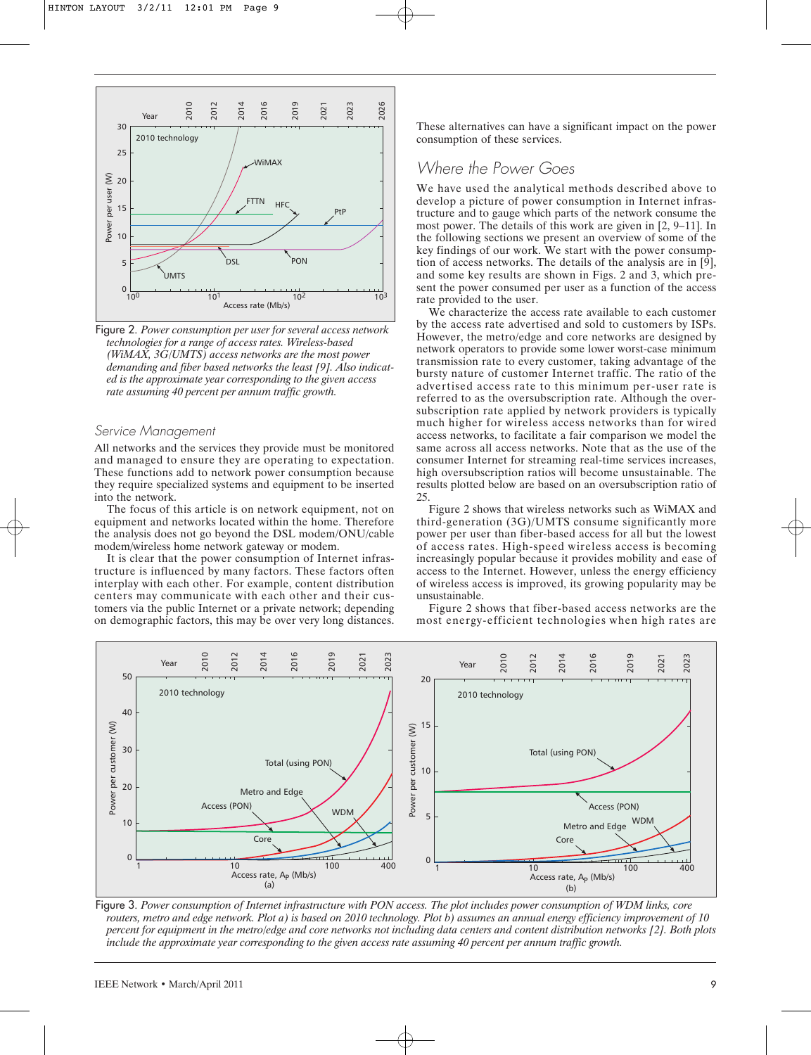Figure 2. *Power consumption per user for several access network technologies for a range of access rates. Wireless-based (WiMAX, 3G/UMTS) access networks are the most power demanding and fiber based networks the least [9]. Also indicated is the approximate year corresponding to the given access rate assuming 40 percent per annum traffic growth.*

### Service Management

All networks and the services they provide must be monitored and managed to ensure they are operating to expectation. These functions add to network power consumption because they require specialized systems and equipment to be inserted into the network.

The focus of this article is on network equipment, not on equipment and networks located within the home. Therefore the analysis does not go beyond the DSL modem/ONU/cable modem/wireless home network gateway or modem.

It is clear that the power consumption of Internet infrastructure is influenced by many factors. These factors often interplay with each other. For example, content distribution centers may communicate with each other and their customers via the public Internet or a private network; depending on demographic factors, this may be over very long distances. These alternatives can have a significant impact on the power consumption of these services.

## Where the Power Goes

We have used the analytical methods described above to develop a picture of power consumption in Internet infrastructure and to gauge which parts of the network consume the most power. The details of this work are given in [2, 9–11]. In the following sections we present an overview of some of the key findings of our work. We start with the power consumption of access networks. The details of the analysis are in [9], and some key results are shown in Figs. 2 and 3, which present the power consumed per user as a function of the access rate provided to the user.

We characterize the access rate available to each customer by the access rate advertised and sold to customers by ISPs. However, the metro/edge and core networks are designed by network operators to provide some lower worst-case minimum transmission rate to every customer, taking advantage of the bursty nature of customer Internet traffic. The ratio of the advertised access rate to this minimum per-user rate is referred to as the oversubscription rate. Although the oversubscription rate applied by network providers is typically much higher for wireless access networks than for wired access networks, to facilitate a fair comparison we model the same across all access networks. Note that as the use of the consumer Internet for streaming real-time services increases, high oversubscription ratios will become unsustainable. The results plotted below are based on an oversubscription ratio of 25.

Figure 2 shows that wireless networks such as WiMAX and third-generation (3G)/UMTS consume significantly more power per user than fiber-based access for all but the lowest of access rates. High-speed wireless access is becoming increasingly popular because it provides mobility and ease of access to the Internet. However, unless the energy efficiency of wireless access is improved, its growing popularity may be unsustainable.

Figure 2 shows that fiber-based access networks are the most energy-efficient technologies when high rates are

Figure 3. *Power consumption of Internet infrastructure with PON access. The plot includes power consumption of WDM links, core routers, metro and edge network. Plot a) is based on 2010 technology. Plot b) assumes an annual energy efficiency improvement of 10 percent for equipment in the metro/edge and core networks not including data centers and content distribution networks [2]. Both plots include the approximate year corresponding to the given access rate assuming 40 percent per annum traffic growth.*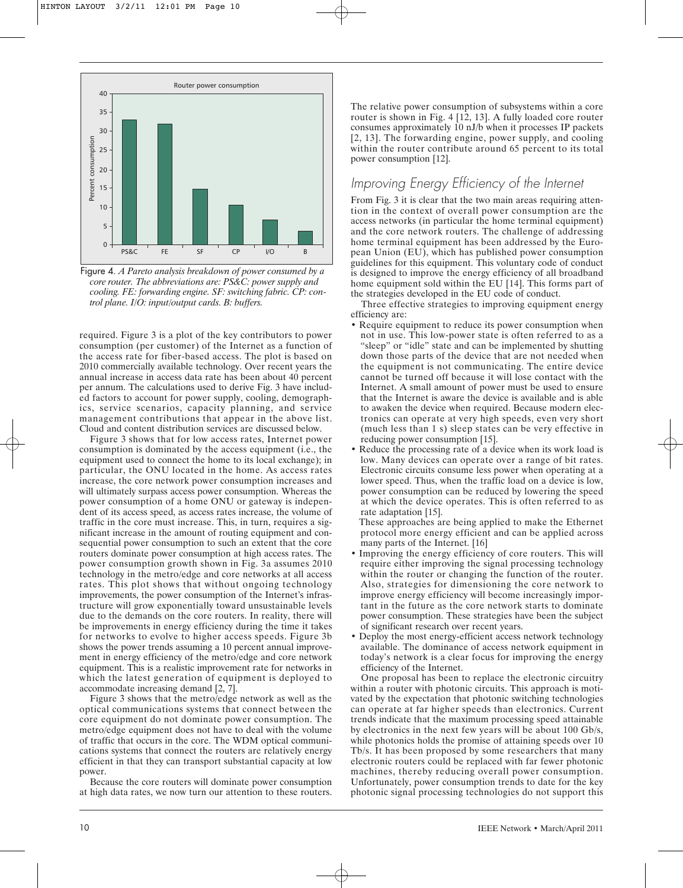Router power consumption

Percent consumption

40
35
30
25
20
15
10
5
0

PS&C FE SF CP I/O B

Figure 4. *A Pareto analysis breakdown of power consumed by a core router. The abbreviations are: PS&C: power supply and cooling. FE: forwarding engine. SF: switching fabric. CP: control plane. I/O: input/output cards. B: buffers.*

required. Figure 3 is a plot of the key contributors to power consumption (per customer) of the Internet as a function of the access rate for fiber-based access. The plot is based on 2010 commercially available technology. Over recent years the annual increase in access data rate has been about 40 percent per annum. The calculations used to derive Fig. 3 have included factors to account for power supply, cooling, demographics, service scenarios, capacity planning, and service management contributions that appear in the above list. Cloud and content distribution services are discussed below.

Figure 3 shows that for low access rates, Internet power consumption is dominated by the access equipment (i.e., the equipment used to connect the home to its local exchange); in particular, the ONU located in the home. As access rates increase, the core network power consumption increases and will ultimately surpass access power consumption. Whereas the power consumption of a home ONU or gateway is independent of its access speed, as access rates increase, the volume of traffic in the core must increase. This, in turn, requires a significant increase in the amount of routing equipment and consequential power consumption to such an extent that the core routers dominate power consumption at high access rates. The power consumption growth shown in Fig. 3a assumes 2010 technology in the metro/edge and core networks at all access rates. This plot shows that without ongoing technology improvements, the power consumption of the Internet's infrastructure will grow exponentially toward unsustainable levels due to the demands on the core routers. In reality, there will be improvements in energy efficiency during the time it takes for networks to evolve to higher access speeds. Figure 3b shows the power trends assuming a 10 percent annual improvement in energy efficiency of the metro/edge and core network equipment. This is a realistic improvement rate for networks in which the latest generation of equipment is deployed to accommodate increasing demand [2, 7].

Figure 3 shows that the metro/edge network as well as the optical communications systems that connect between the core equipment do not dominate power consumption. The metro/edge equipment does not have to deal with the volume of traffic that occurs in the core. The WDM optical communications systems that connect the routers are relatively energy efficient in that they can transport substantial capacity at low power.

Because the core routers will dominate power consumption at high data rates, we now turn our attention to these routers. The relative power consumption of subsystems within a core router is shown in Fig. 4 [12, 13]. A fully loaded core router consumes approximately 10 nJ/b when it processes IP packets [2, 13]. The forwarding engine, power supply, and cooling within the router contribute around 65 percent to its total power consumption [12].

## Improving Energy Efficiency of the Internet

From Fig. 3 it is clear that the two main areas requiring attention in the context of overall power consumption are the access networks (in particular the home terminal equipment) and the core network routers. The challenge of addressing home terminal equipment has been addressed by the European Union (EU), which has published power consumption guidelines for this equipment. This voluntary code of conduct is designed to improve the energy efficiency of all broadband home equipment sold within the EU [14]. This forms part of the strategies developed in the EU code of conduct.

Three effective strategies to improving equipment energy efficiency are:

- Require equipment to reduce its power consumption when not in use. This low-power state is often referred to as a "sleep" or "idle" state and can be implemented by shutting down those parts of the device that are not needed when the equipment is not communicating. The entire device cannot be turned off because it will lose contact with the Internet. A small amount of power must be used to ensure that the Internet is aware the device is available and is able to awaken the device when required. Because modern electronics can operate at very high speeds, even very short (much less than 1 s) sleep states can be very effective in reducing power consumption [15].
- Reduce the processing rate of a device when its work load is low. Many devices can operate over a range of bit rates. Electronic circuits consume less power when operating at a lower speed. Thus, when the traffic load on a device is low, power consumption can be reduced by lowering the speed at which the device operates. This is often referred to as rate adaptation [15].

  These approaches are being applied to make the Ethernet protocol more energy efficient and can be applied across many parts of the Internet. [16]
- Improving the energy efficiency of core routers. This will require either improving the signal processing technology within the router or changing the function of the router. Also, strategies for dimensioning the core network to improve energy efficiency will become increasingly important in the future as the core network starts to dominate power consumption. These strategies have been the subject of significant research over recent years.
- Deploy the most energy-efficient access network technology available. The dominance of access network equipment in today's network is a clear focus for improving the energy efficiency of the Internet.

One proposal has been to replace the electronic circuitry within a router with photonic circuits. This approach is motivated by the expectation that photonic switching technologies can operate at far higher speeds than electronics. Current trends indicate that the maximum processing speed attainable by electronics in the next few years will be about 100 Gb/s, while photonics holds the promise of attaining speeds over 10 Tb/s. It has been proposed by some researchers that many electronic routers could be replaced with far fewer photonic machines, thereby reducing overall power consumption. Unfortunately, power consumption trends to date for the key photonic signal processing technologies do not support this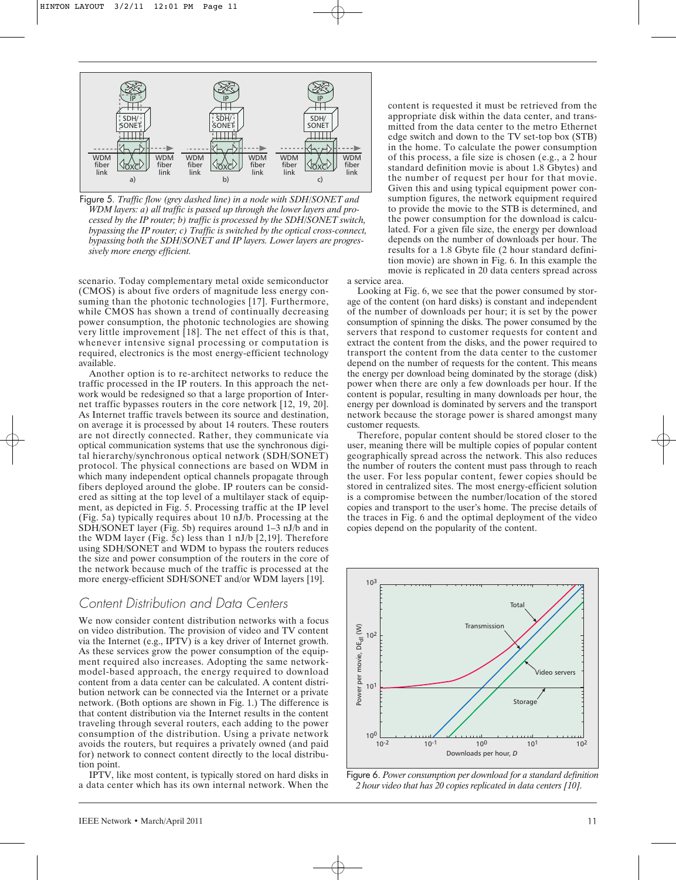Figure 5. *Traffic flow (grey dashed line) in a node with SDH/SONET and WDM layers: a) all traffic is passed up through the lower layers and processed by the IP router; b) traffic is processed by the SDH/SONET switch, bypassing the IP router; c) Traffic is switched by the optical cross-connect, bypassing both the SDH/SONET and IP layers. Lower layers are progressively more energy efficient.*

scenario. Today complementary metal oxide semiconductor (CMOS) is about five orders of magnitude less energy consuming than the photonic technologies [17]. Furthermore, while CMOS has shown a trend of continually decreasing power consumption, the photonic technologies are showing very little improvement [18]. The net effect of this is that, whenever intensive signal processing or computation is required, electronics is the most energy-efficient technology available.

Another option is to re-architect networks to reduce the traffic processed in the IP routers. In this approach the network would be redesigned so that a large proportion of Internet traffic bypasses routers in the core network [12, 19, 20]. As Internet traffic travels between its source and destination, on average it is processed by about 14 routers. These routers are not directly connected. Rather, they communicate via optical communication systems that use the synchronous digital hierarchy/synchronous optical network (SDH/SONET) protocol. The physical connections are based on WDM in which many independent optical channels propagate through fibers deployed around the globe. IP routers can be considered as sitting at the top level of a multilayer stack of equipment, as depicted in Fig. 5. Processing traffic at the IP level (Fig. 5a) typically requires about 10 nJ/b. Processing at the SDH/SONET layer (Fig. 5b) requires around 1–3 nJ/b and in the WDM layer (Fig. 5c) less than 1 nJ/b [2,19]. Therefore using SDH/SONET and WDM to bypass the routers reduces the size and power consumption of the routers in the core of the network because much of the traffic is processed at the more energy-efficient SDH/SONET and/or WDM layers [19].

## Content Distribution and Data Centers

We now consider content distribution networks with a focus on video distribution. The provision of video and TV content via the Internet (e.g., IPTV) is a key driver of Internet growth. As these services grow the power consumption of the equipment required also increases. Adopting the same network-model-based approach, the energy required to download content from a data center can be calculated. A content distribution network can be connected via the Internet or a private network. (Both options are shown in Fig. 1.) The difference is that content distribution via the Internet results in the content traveling through several routers, each adding to the power consumption of the distribution. Using a private network avoids the routers, but requires a privately owned (and paid for) network to connect content directly to the local distribution point.

IPTV, like most content, is typically stored on hard disks in a data center which has its own internal network. When the content is requested it must be retrieved from the appropriate disk within the data center, and transmitted from the data center to the metro Ethernet edge switch and down to the TV set-top box (STB) in the home. To calculate the power consumption of this process, a file size is chosen (e.g., a 2 hour standard definition movie is about 1.8 Gbytes) and the number of request per hour for that movie. Given this and using typical equipment power consumption figures, the network equipment required to provide the movie to the STB is determined, and the power consumption for the download is calculated. For a given file size, the energy per download depends on the number of downloads per hour. The results for a 1.8 Gbyte file (2 hour standard definition movie) are shown in Fig. 6. In this example the movie is replicated in 20 data centers spread across a service area.

Looking at Fig. 6, we see that the power consumed by storage of the content (on hard disks) is constant and independent of the number of downloads per hour; it is set by the power consumption of spinning the disks. The power consumed by the servers that respond to customer requests for content and extract the content from the disks, and the power required to transport the content from the data center to the customer depend on the number of requests for the content. This means the energy per download being dominated by the storage (disk) power when there are only a few downloads per hour. If the content is popular, resulting in many downloads per hour, the energy per download is dominated by servers and the transport network because the storage power is shared amongst many customer requests.

Therefore, popular content should be stored closer to the user, meaning there will be multiple copies of popular content geographically spread across the network. This also reduces the number of routers the content must pass through to reach the user. For less popular content, fewer copies should be stored in centralized sites. The most energy-efficient solution is a compromise between the number/location of the stored copies and transport to the user's home. The precise details of the traces in Fig. 6 and the optimal deployment of the video copies depend on the popularity of the content.

Figure 6. *Power consumption per download for a standard definition 2 hour video that has 20 copies replicated in data centers [10].*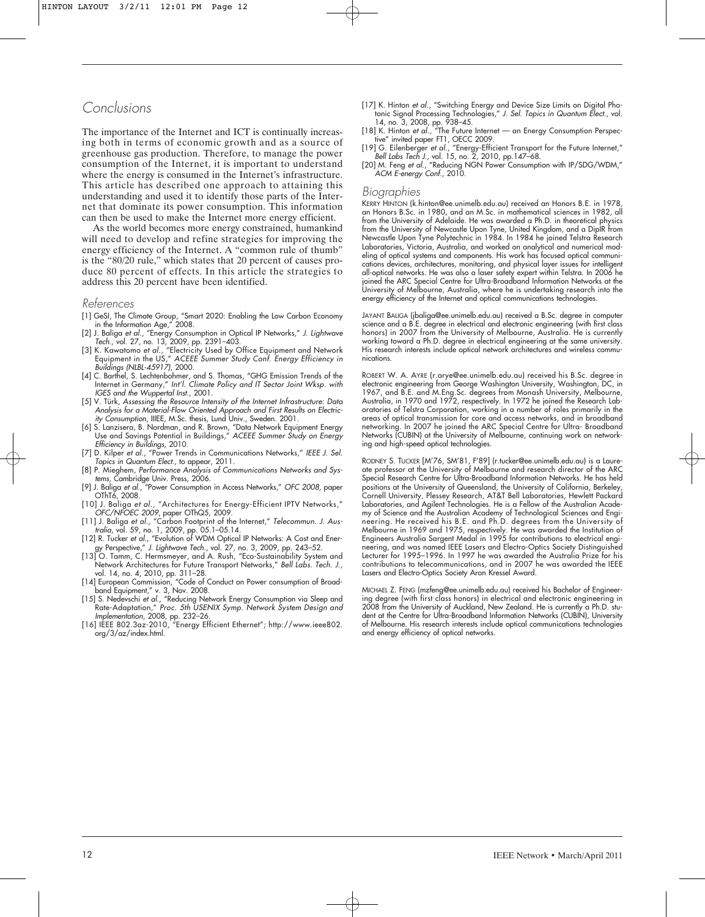## Conclusions

The importance of the Internet and ICT is continually increasing both in terms of economic growth and as a source of greenhouse gas production. Therefore, to manage the power consumption of the Internet, it is important to understand where the energy is consumed in the Internet's infrastructure. This article has described one approach to attaining this understanding and used it to identify those parts of the Internet that dominate its power consumption. This information can then be used to make the Internet more energy efficient.

As the world becomes more energy constrained, humankind will need to develop and refine strategies for improving the energy efficiency of the Internet. A "common rule of thumb" is the "80/20 rule," which states that 20 percent of causes produce 80 percent of effects. In this article the strategies to address this 20 percent have been identified.

## References

[1] GeSI, The Climate Group, "Smart 2020: Enabling the Low Carbon Economy in the Information Age," 2008.

[2] J. Baliga *et al.*, "Energy Consumption in Optical IP Networks," *J. Lightwave Tech.*, vol. 27, no. 13, 2009, pp. 2391–403.

[3] K. Kawatomo *et al.*, "Electricity Used by Office Equipment and Network Equipment in the US," *ACEEE Summer Study Conf. Energy Efficiency in Buildings (NLBL-45917)*, 2000.

[4] C. Barthel, S. Lechtenbohmer, and S. Thomas, "GHG Emission Trends of the Internet in Germany," *Int'l. Climate Policy and IT Sector Joint Wksp. with IGES and the Wuppertal Inst.*, 2001.

[5] V. Türk, *Assessing the Resource Intensity of the Internet Infrastructure: Data Analysis for a Material-Flow Oriented Approach and First Results on Electricity Consumption*, IIIEE, M.Sc. thesis, Lund Univ., Sweden. 2001.

[6] S. Lanzisera, B. Nordman, and R. Brown, "Data Network Equipment Energy Use and Savings Potential in Buildings," *ACEEE Summer Study on Energy Efficiency in Buildings*, 2010.

[7] D. Kilper *et al.*, "Power Trends in Communications Networks," *IEEE J. Sel. Topics in Quantum Elect.*, to appear, 2011.

[8] P. Mieghem, *Performance Analysis of Communications Networks and Systems*, Cambridge Univ. Press, 2006.

[9] J. Baliga *et al.*, "Power Consumption in Access Networks," *OFC 2008*, paper OThT6, 2008.

[10] J. Baliga *et al.*, "Architectures for Energy-Efficient IPTV Networks," *OFC/NFOEC 2009*, paper OThQ5, 2009.

[11] J. Baliga *et al.*, "Carbon Footprint of the Internet," *Telecommun. J. Australia*, vol. 59, no. 1, 2009, pp. 05.1–05.14.

[12] R. Tucker *et al.*, "Evolution of WDM Optical IP Networks: A Cost and Energy Perspective," *J. Lightwave Tech.*, vol. 27, no. 3, 2009, pp. 243–52.

[13] O. Tamm, C. Hermsmeyer, and A. Rush, "Eco-Sustainability System and Network Architectures for Future Transport Networks," *Bell Labs. Tech. J.*, vol. 14, no. 4, 2010, pp. 311–28.

[14] European Commission, "Code of Conduct on Power consumption of Broadband Equipment," v. 3, Nov. 2008.

[15] S. Nedevschi *et al.*, "Reducing Network Energy Consumption via Sleep and Rate-Adaptation," *Proc. 5th USENIX Symp. Network System Design and Implementation*, 2008, pp. 232–26.

[16] IEEE 802.3az-2010, "Energy Efficient Ethernet"; http://www.ieee802.org/3/az/index.html.

[17] K. Hinton *et al.*, "Switching Energy and Device Size Limits on Digital Photonic Signal Processing Technologies," *J. Sel. Topics in Quantum Elect.*, vol. 14, no. 3, 2008, pp. 938–45.

[18] K. Hinton *et al.*, "The Future Internet — an Energy Consumption Perspective" invited paper FT1, OECC 2009.

[19] G. Eilenberger *et al.*, "Energy-Efficient Transport for the Future Internet," *Bell Labs Tech J.*, vol. 15, no. 2, 2010, pp.147–68.

[20] M. Feng *et al.*, "Reducing NGN Power Consumption with IP/SDG/WDM," *ACM E-energy Conf.*, 2010.

## Biographies

KERRY HINTON (k.hinton@ee.unimelb.edu.au) received an Honors B.E. in 1978, an Honors B.Sc. in 1980, and an M.Sc. in mathematical sciences in 1982, all from the University of Adelaide. He was awarded a Ph.D. in theoretical physics from the University of Newcastle Upon Tyne, United Kingdom, and a DipIR from Newcastle Upon Tyne Polytechnic in 1984. In 1984 he joined Telstra Research Laboratories, Victoria, Australia, and worked on analytical and numerical modeling of optical systems and components. His work has focused optical communications devices, architectures, monitoring, and physical layer issues for intelligent all-optical networks. He was also a laser safety expert within Telstra. In 2006 he joined the ARC Special Centre for Ultra-Broadband Information Networks at the University of Melbourne, Australia, where he is undertaking research into the energy efficiency of the Internet and optical communications technologies.

JAYANT BALIGA (jbaliga@ee.unimelb.edu.au) received a B.Sc. degree in computer science and a B.E. degree in electrical and electronic engineering (with first class honors) in 2007 from the University of Melbourne, Australia. He is currently working toward a Ph.D. degree in electrical engineering at the same university. His research interests include optical network architectures and wireless communications.

ROBERT W. A. AYRE (r.arye@ee.unimelb.edu.au) received his B.Sc. degree in electronic engineering from George Washington University, Washington, DC, in 1967, and B.E. and M.Eng.Sc. degrees from Monash University, Melbourne, Australia, in 1970 and 1972, respectively. In 1972 he joined the Research Laboratories of Telstra Corporation, working in a number of roles primarily in the areas of optical transmission for core and access networks, and in broadband networking. In 2007 he joined the ARC Special Centre for Ultra- Broadband Networks (CUBIN) at the University of Melbourne, continuing work on networking and high-speed optical technologies.

RODNEY S. TUCKER [M'76, SM'81, F'89] (r.tucker@ee.unimelb.edu.au) is a Laureate professor at the University of Melbourne and research director of the ARC Special Research Centre for Ultra-Broadband Information Networks. He has held positions at the University of Queensland, the University of California, Berkeley, Cornell University, Plessey Research, AT&T Bell Laboratories, Hewlett Packard Laboratories, and Agilent Technologies. He is a Fellow of the Australian Academy of Science and the Australian Academy of Technological Sciences and Engineering. He received his B.E. and Ph.D. degrees from the University of Melbourne in 1969 and 1975, respectively. He was awarded the Institution of Engineers Australia Sargent Medal in 1995 for contributions to electrical engineering, and was named IEEE Lasers and Electro-Optics Society Distinguished Lecturer for 1995–1996. In 1997 he was awarded the Australia Prize for his contributions to telecommunications, and in 2007 he was awarded the IEEE Lasers and Electro-Optics Society Aron Kressel Award.

MICHAEL Z. FENG (mzfeng@ee.unimelb.edu.au) received his Bachelor of Engineering degree (with first class honors) in electrical and electronic engineering in 2008 from the University of Auckland, New Zealand. He is currently a Ph.D. student at the Centre for Ultra-Broadband Information Networks (CUBIN), University of Melbourne. His research interests include optical communications technologies and energy efficiency of optical networks.